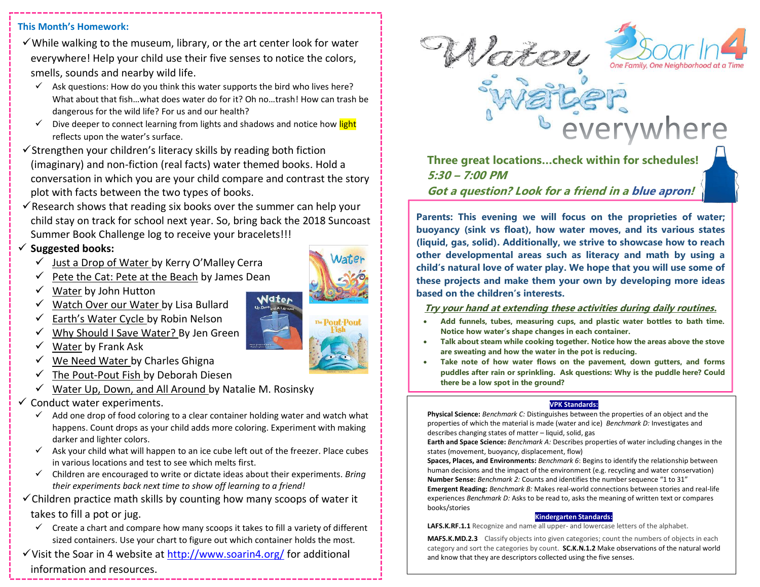**This Month's Homework:**

- While walking to the museum, library, or the art center look for water everywhere! Help your child use their five senses to notice the colors, smells, sounds and nearby wild life.
  - Ask questions: How do you think this water supports the bird who lives here? What about that fish…what does water do for it? Oh no…trash! How can trash be dangerous for the wild life? For us and our health?
  - Dive deeper to connect learning from lights and shadows and notice how light reflects upon the water's surface.
- Strengthen your children's literacy skills by reading both fiction (imaginary) and non-fiction (real facts) water themed books. Hold a conversation in which you are your child compare and contrast the story plot with facts between the two types of books.
- Research shows that reading six books over the summer can help your child stay on track for school next year. So, bring back the 2018 Suncoast Summer Book Challenge log to receive your bracelets!!!
- **Suggested books:**
  - Just a Drop of Water by Kerry O'Malley Cerra
  - Pete the Cat: Pete at the Beach by James Dean
  - Water by John Hutton
  - Watch Over our Water by Lisa Bullard
  - Earth's Water Cycle by Robin Nelson
  - Why Should I Save Water? By Jen Green
  - Water by Frank Ask
  - We Need Water by Charles Ghigna
  - The Pout-Pout Fish by Deborah Diesen
  - Water Up, Down, and All Around by Natalie M. Rosinsky
- Conduct water experiments.
  - Add one drop of food coloring to a clear container holding water and watch what happens. Count drops as your child adds more coloring. Experiment with making darker and lighter colors.
  - Ask your child what will happen to an ice cube left out of the freezer. Place cubes in various locations and test to see which melts first.
  - Children are encouraged to write or dictate ideas about their experiments. *Bring their experiments back next time to show off learning to a friend!*
- Children practice math skills by counting how many scoops of water it takes to fill a pot or jug.
  - Create a chart and compare how many scoops it takes to fill a variety of different sized containers. Use your chart to figure out which container holds the most.
- Visit the Soar in 4 website at http://www.soarin4.org/ for additional information and resources.

# Water water everywhere

Soar In 4 — *One Family, One Neighborhood at a Time*

**Three great locations…check within for schedules!**
***5:30 – 7:00 PM***
***Got a question? Look for a friend in a blue apron!***

**Parents: This evening we will focus on the proprieties of water; buoyancy (sink vs float), how water moves, and its various states (liquid, gas, solid). Additionally, we strive to showcase how to reach other developmental areas such as literacy and math by using a child's natural love of water play. We hope that you will use some of these projects and make them your own by developing more ideas based on the children's interests.**

***Try your hand at extending these activities during daily routines.***

- **Add funnels, tubes, measuring cups, and plastic water bottles to bath time. Notice how water's shape changes in each container.**
- **Talk about steam while cooking together. Notice how the areas above the stove are sweating and how the water in the pot is reducing.**
- **Take note of how water flows on the pavement, down gutters, and forms puddles after rain or sprinkling. Ask questions: Why is the puddle here? Could there be a low spot in the ground?**

**VPK Standards:**

**Physical Science:** *Benchmark C:* Distinguishes between the properties of an object and the properties of which the material is made (water and ice) *Benchmark D:* Investigates and describes changing states of matter – liquid, solid, gas
**Earth and Space Science:** *Benchmark A:* Describes properties of water including changes in the states (movement, buoyancy, displacement, flow)
**Spaces, Places, and Environments:** *Benchmark 6*: Begins to identify the relationship between human decisions and the impact of the environment (e.g. recycling and water conservation)
**Number Sense:** *Benchmark 2:* Counts and identifies the number sequence "1 to 31"
**Emergent Reading:** *Benchmark B:* Makes real-world connections between stories and real-life experiences *Benchmark D:* Asks to be read to, asks the meaning of written text or compares books/stories

**Kindergarten Standards:**

**LAFS.K.RF.1.1** Recognize and name all upper- and lowercase letters of the alphabet.

**MAFS.K.MD.2.3** Classify objects into given categories; count the numbers of objects in each category and sort the categories by count. **SC.K.N.1.2** Make observations of the natural world and know that they are descriptors collected using the five senses.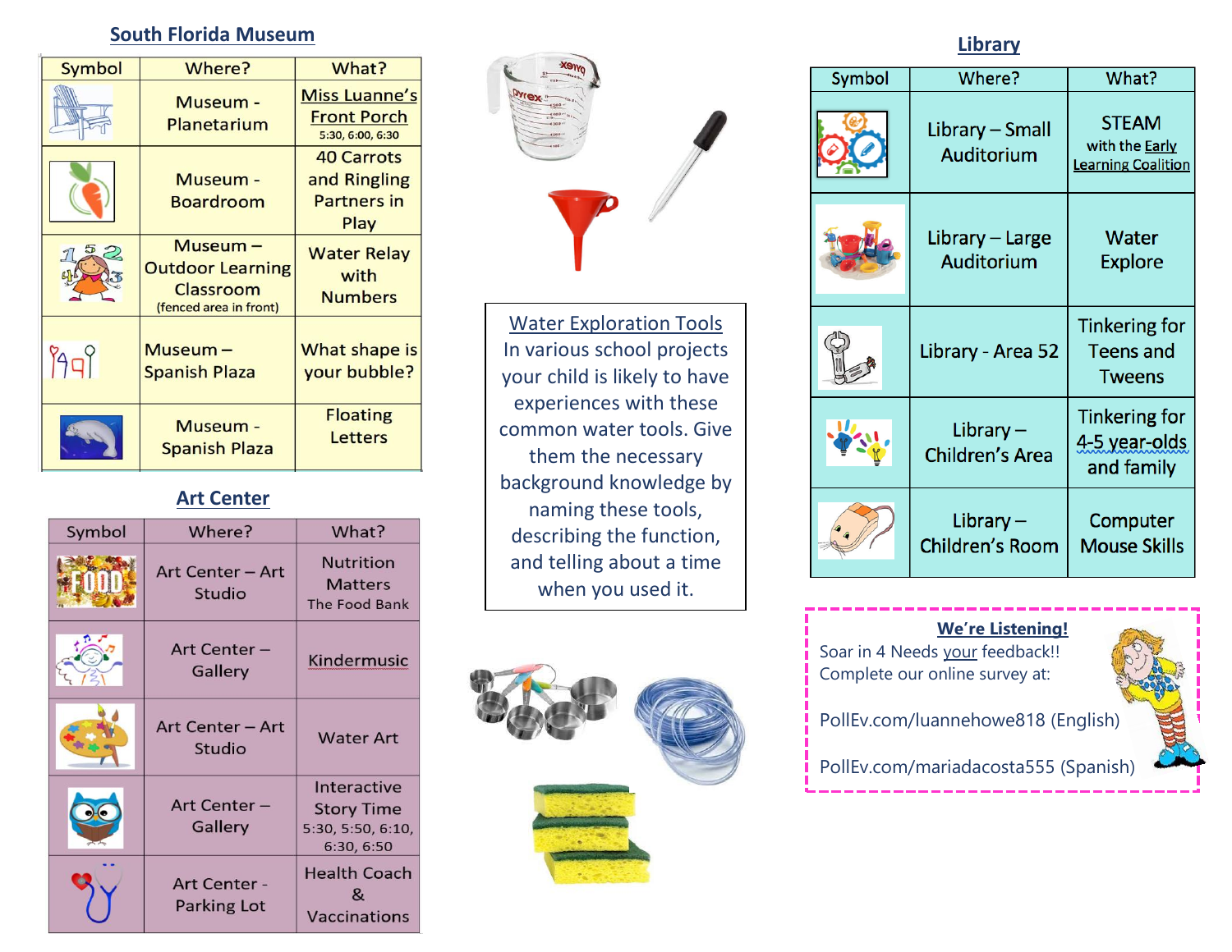## South Florida Museum

| Symbol | Where? | What? |
| --- | --- | --- |
| | Museum - Planetarium | Miss Luanne's Front Porch 5:30, 6:00, 6:30 |
| | Museum - Boardroom | 40 Carrots and Ringling Partners in Play |
| | Museum – Outdoor Learning Classroom (fenced area in front) | Water Relay with Numbers |
| | Museum – Spanish Plaza | What shape is your bubble? |
| | Museum - Spanish Plaza | Floating Letters |

## Art Center

| Symbol | Where? | What? |
| --- | --- | --- |
| | Art Center – Art Studio | Nutrition Matters The Food Bank |
| | Art Center – Gallery | Kindermusic |
| | Art Center – Art Studio | Water Art |
| | Art Center – Gallery | Interactive Story Time 5:30, 5:50, 6:10, 6:30, 6:50 |
| | Art Center - Parking Lot | Health Coach & Vaccinations |

**Water Exploration Tools**

In various school projects your child is likely to have experiences with these common water tools. Give them the necessary background knowledge by naming these tools, describing the function, and telling about a time when you used it.

## Library

| Symbol | Where? | What? |
| --- | --- | --- |
| | Library – Small Auditorium | STEAM with the Early Learning Coalition |
| | Library – Large Auditorium | Water Explore |
| | Library - Area 52 | Tinkering for Teens and Tweens |
| | Library – Children's Area | Tinkering for 4-5 year-olds and family |
| | Library – Children's Room | Computer Mouse Skills |

**We're Listening!**

Soar in 4 Needs your feedback!!
Complete our online survey at:

PollEv.com/luannehowe818 (English)

PollEv.com/mariadacosta555 (Spanish)